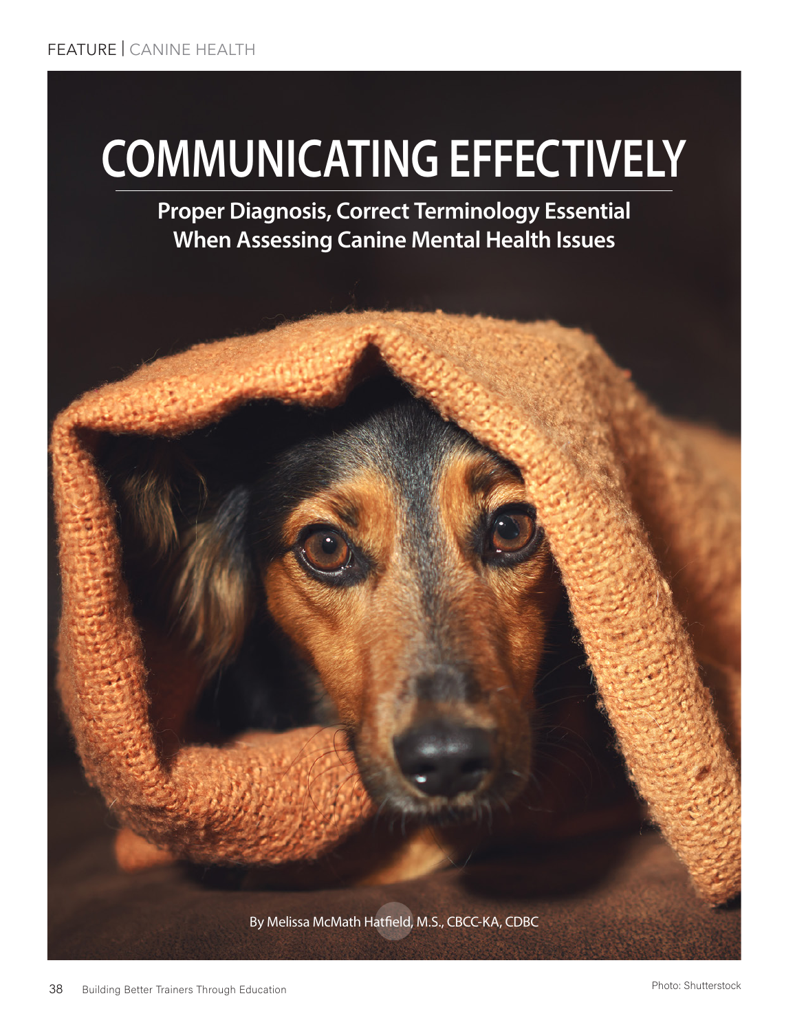FEATURE | CANINE HEALTH

# COMMUNICATING EFFECTIVELY

## Proper Diagnosis, Correct Terminology Essential When Assessing Canine Mental Health Issues

By Melissa McMath Hatfield, M.S., CBCC-KA, CDBC

Photo: Shutterstock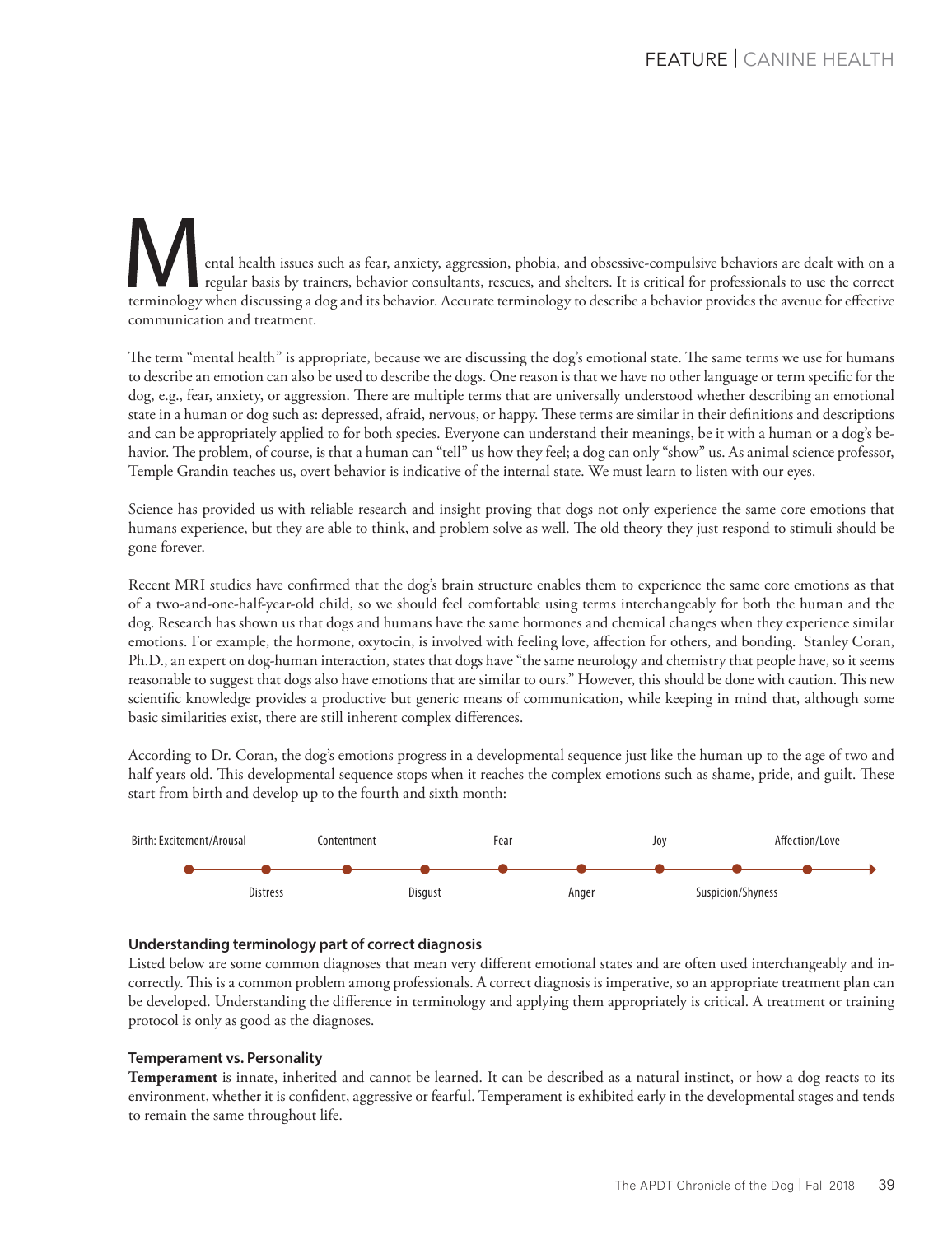Mental health issues such as fear, anxiety, aggression, phobia, and obsessive-compulsive behaviors are dealt with on a regular basis by trainers, behavior consultants, rescues, and shelters. It is critical for professionals to use the correct terminology when discussing a dog and its behavior. Accurate terminology to describe a behavior provides the avenue for effective communication and treatment.

The term "mental health" is appropriate, because we are discussing the dog's emotional state. The same terms we use for humans to describe an emotion can also be used to describe the dogs. One reason is that we have no other language or term specific for the dog, e.g., fear, anxiety, or aggression. There are multiple terms that are universally understood whether describing an emotional state in a human or dog such as: depressed, afraid, nervous, or happy. These terms are similar in their definitions and descriptions and can be appropriately applied to for both species. Everyone can understand their meanings, be it with a human or a dog's behavior. The problem, of course, is that a human can "tell" us how they feel; a dog can only "show" us. As animal science professor, Temple Grandin teaches us, overt behavior is indicative of the internal state. We must learn to listen with our eyes.

Science has provided us with reliable research and insight proving that dogs not only experience the same core emotions that humans experience, but they are able to think, and problem solve as well. The old theory they just respond to stimuli should be gone forever.

Recent MRI studies have confirmed that the dog's brain structure enables them to experience the same core emotions as that of a two-and-one-half-year-old child, so we should feel comfortable using terms interchangeably for both the human and the dog. Research has shown us that dogs and humans have the same hormones and chemical changes when they experience similar emotions. For example, the hormone, oxytocin, is involved with feeling love, affection for others, and bonding. Stanley Coran, Ph.D., an expert on dog-human interaction, states that dogs have "the same neurology and chemistry that people have, so it seems reasonable to suggest that dogs also have emotions that are similar to ours." However, this should be done with caution. This new scientific knowledge provides a productive but generic means of communication, while keeping in mind that, although some basic similarities exist, there are still inherent complex differences.

According to Dr. Coran, the dog's emotions progress in a developmental sequence just like the human up to the age of two and half years old. This developmental sequence stops when it reaches the complex emotions such as shame, pride, and guilt. These start from birth and develop up to the fourth and sixth month:

Birth: Excitement/Arousal → Distress → Contentment → Disgust → Fear → Anger → Joy → Suspicion/Shyness → Affection/Love

### Understanding terminology part of correct diagnosis

Listed below are some common diagnoses that mean very different emotional states and are often used interchangeably and incorrectly. This is a common problem among professionals. A correct diagnosis is imperative, so an appropriate treatment plan can be developed. Understanding the difference in terminology and applying them appropriately is critical. A treatment or training protocol is only as good as the diagnoses.

### Temperament vs. Personality

**Temperament** is innate, inherited and cannot be learned. It can be described as a natural instinct, or how a dog reacts to its environment, whether it is confident, aggressive or fearful. Temperament is exhibited early in the developmental stages and tends to remain the same throughout life.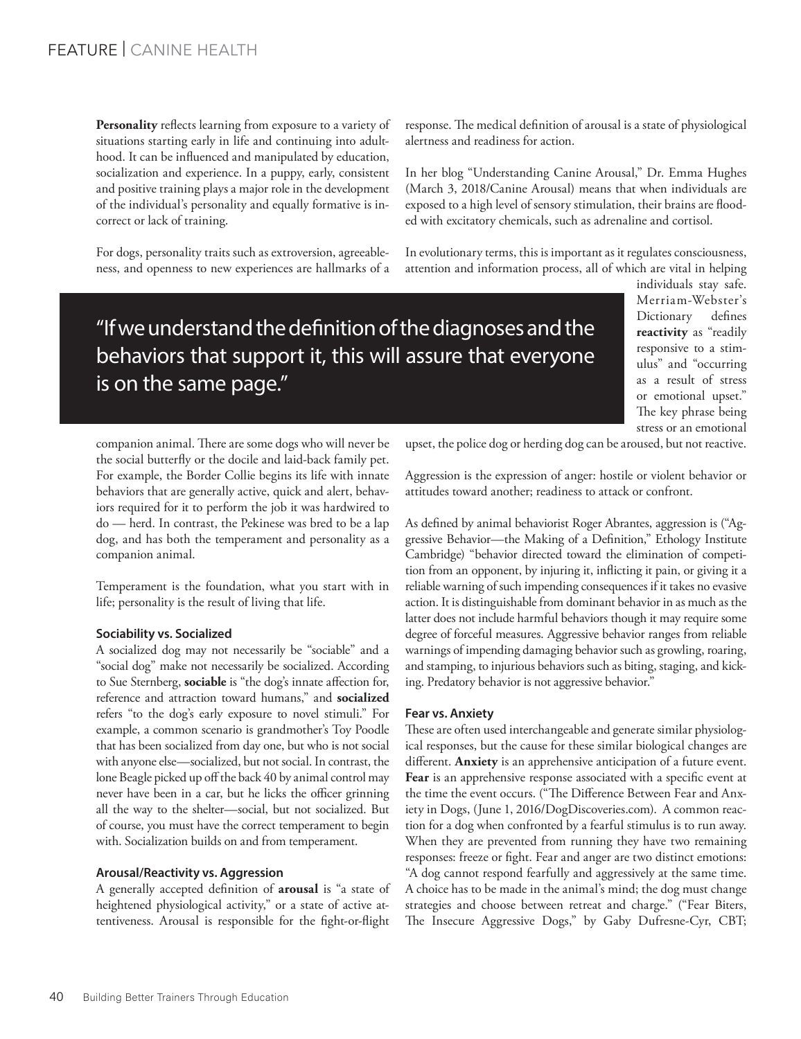**Personality** reflects learning from exposure to a variety of situations starting early in life and continuing into adulthood. It can be influenced and manipulated by education, socialization and experience. In a puppy, early, consistent and positive training plays a major role in the development of the individual's personality and equally formative is incorrect or lack of training.

For dogs, personality traits such as extroversion, agreeableness, and openness to new experiences are hallmarks of a companion animal. There are some dogs who will never be the social butterfly or the docile and laid-back family pet. For example, the Border Collie begins its life with innate behaviors that are generally active, quick and alert, behaviors required for it to perform the job it was hardwired to do — herd. In contrast, the Pekinese was bred to be a lap dog, and has both the temperament and personality as a companion animal.

> "If we understand the definition of the diagnoses and the behaviors that support it, this will assure that everyone is on the same page."

Temperament is the foundation, what you start with in life; personality is the result of living that life.

#### Sociability vs. Socialized

A socialized dog may not necessarily be "sociable" and a "social dog" make not necessarily be socialized. According to Sue Sternberg, **sociable** is "the dog's innate affection for, reference and attraction toward humans," and **socialized** refers "to the dog's early exposure to novel stimuli." For example, a common scenario is grandmother's Toy Poodle that has been socialized from day one, but who is not social with anyone else—socialized, but not social. In contrast, the lone Beagle picked up off the back 40 by animal control may never have been in a car, but he licks the officer grinning all the way to the shelter—social, but not socialized. But of course, you must have the correct temperament to begin with. Socialization builds on and from temperament.

#### Arousal/Reactivity vs. Aggression

A generally accepted definition of **arousal** is "a state of heightened physiological activity," or a state of active attentiveness. Arousal is responsible for the fight-or-flight response. The medical definition of arousal is a state of physiological alertness and readiness for action.

In her blog "Understanding Canine Arousal," Dr. Emma Hughes (March 3, 2018/Canine Arousal) means that when individuals are exposed to a high level of sensory stimulation, their brains are flooded with excitatory chemicals, such as adrenaline and cortisol.

In evolutionary terms, this is important as it regulates consciousness, attention and information process, all of which are vital in helping individuals stay safe. Merriam-Webster's Dictionary defines **reactivity** as "readily responsive to a stimulus" and "occurring as a result of stress or emotional upset." The key phrase being stress or an emotional upset, the police dog or herding dog can be aroused, but not reactive.

Aggression is the expression of anger: hostile or violent behavior or attitudes toward another; readiness to attack or confront.

As defined by animal behaviorist Roger Abrantes, aggression is ("Aggressive Behavior—the Making of a Definition," Ethology Institute Cambridge) "behavior directed toward the elimination of competition from an opponent, by injuring it, inflicting it pain, or giving it a reliable warning of such impending consequences if it takes no evasive action. It is distinguishable from dominant behavior in as much as the latter does not include harmful behaviors though it may require some degree of forceful measures. Aggressive behavior ranges from reliable warnings of impending damaging behavior such as growling, roaring, and stamping, to injurious behaviors such as biting, staging, and kicking. Predatory behavior is not aggressive behavior."

#### Fear vs. Anxiety

These are often used interchangeable and generate similar physiological responses, but the cause for these similar biological changes are different. **Anxiety** is an apprehensive anticipation of a future event. **Fear** is an apprehensive response associated with a specific event at the time the event occurs. ("The Difference Between Fear and Anxiety in Dogs, (June 1, 2016/DogDiscoveries.com). A common reaction for a dog when confronted by a fearful stimulus is to run away. When they are prevented from running they have two remaining responses: freeze or fight. Fear and anger are two distinct emotions: "A dog cannot respond fearfully and aggressively at the same time. A choice has to be made in the animal's mind; the dog must change strategies and choose between retreat and charge." ("Fear Biters, The Insecure Aggressive Dogs," by Gaby Dufresne-Cyr, CBT;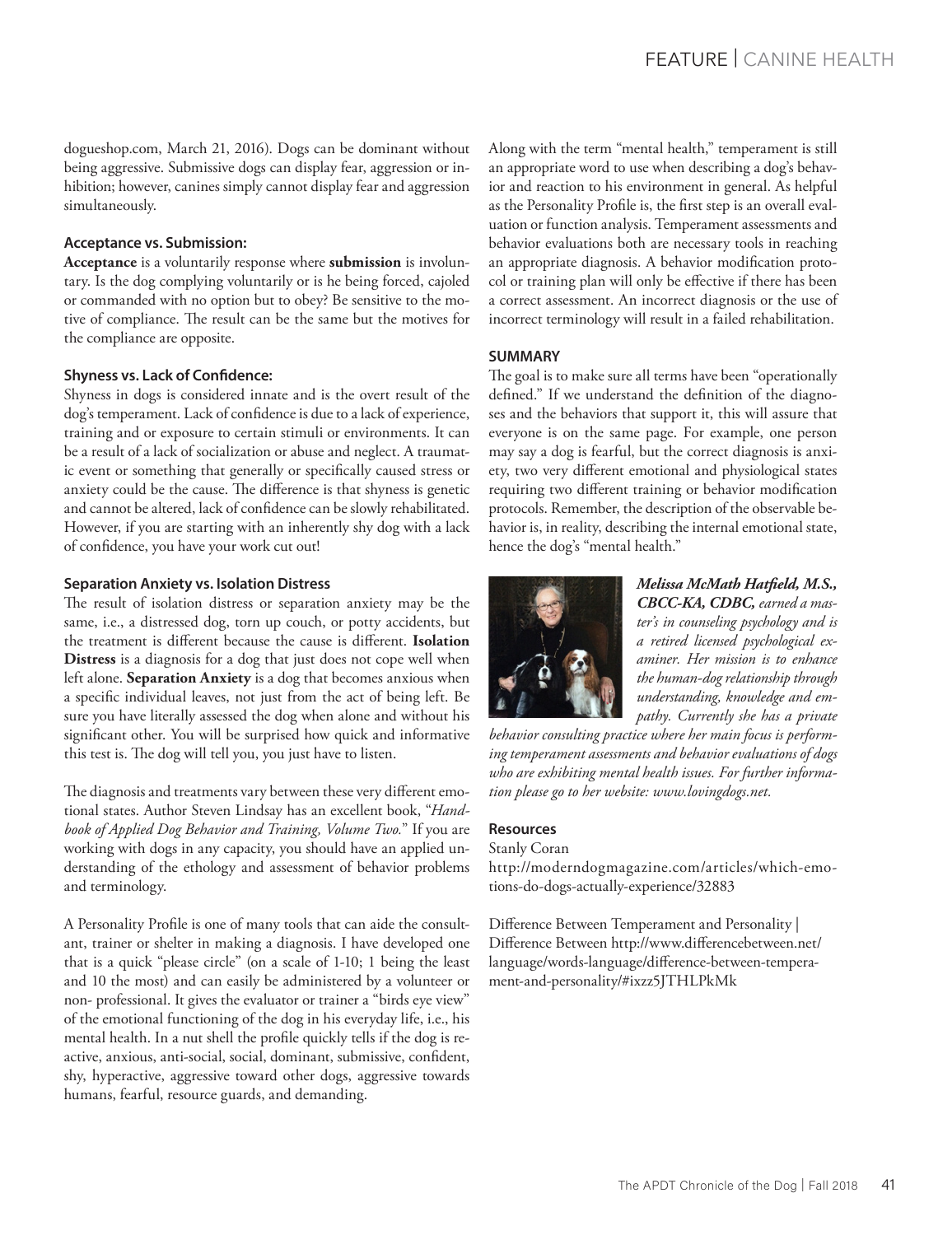dogueshop.com, March 21, 2016). Dogs can be dominant without being aggressive. Submissive dogs can display fear, aggression or inhibition; however, canines simply cannot display fear and aggression simultaneously.

#### Acceptance vs. Submission:

**Acceptance** is a voluntarily response where **submission** is involuntary. Is the dog complying voluntarily or is he being forced, cajoled or commanded with no option but to obey? Be sensitive to the motive of compliance. The result can be the same but the motives for the compliance are opposite.

#### Shyness vs. Lack of Confidence:

Shyness in dogs is considered innate and is the overt result of the dog's temperament. Lack of confidence is due to a lack of experience, training and or exposure to certain stimuli or environments. It can be a result of a lack of socialization or abuse and neglect. A traumatic event or something that generally or specifically caused stress or anxiety could be the cause. The difference is that shyness is genetic and cannot be altered, lack of confidence can be slowly rehabilitated. However, if you are starting with an inherently shy dog with a lack of confidence, you have your work cut out!

#### Separation Anxiety vs. Isolation Distress

The result of isolation distress or separation anxiety may be the same, i.e., a distressed dog, torn up couch, or potty accidents, but the treatment is different because the cause is different. **Isolation Distress** is a diagnosis for a dog that just does not cope well when left alone. **Separation Anxiety** is a dog that becomes anxious when a specific individual leaves, not just from the act of being left. Be sure you have literally assessed the dog when alone and without his significant other. You will be surprised how quick and informative this test is. The dog will tell you, you just have to listen.

The diagnosis and treatments vary between these very different emotional states. Author Steven Lindsay has an excellent book, "*Handbook of Applied Dog Behavior and Training, Volume Two.*" If you are working with dogs in any capacity, you should have an applied understanding of the ethology and assessment of behavior problems and terminology.

A Personality Profile is one of many tools that can aide the consultant, trainer or shelter in making a diagnosis. I have developed one that is a quick "please circle" (on a scale of 1-10; 1 being the least and 10 the most) and can easily be administered by a volunteer or non- professional. It gives the evaluator or trainer a "birds eye view" of the emotional functioning of the dog in his everyday life, i.e., his mental health. In a nut shell the profile quickly tells if the dog is reactive, anxious, anti-social, social, dominant, submissive, confident, shy, hyperactive, aggressive toward other dogs, aggressive towards humans, fearful, resource guards, and demanding.

Along with the term "mental health," temperament is still an appropriate word to use when describing a dog's behavior and reaction to his environment in general. As helpful as the Personality Profile is, the first step is an overall evaluation or function analysis. Temperament assessments and behavior evaluations both are necessary tools in reaching an appropriate diagnosis. A behavior modification protocol or training plan will only be effective if there has been a correct assessment. An incorrect diagnosis or the use of incorrect terminology will result in a failed rehabilitation.

#### SUMMARY

The goal is to make sure all terms have been "operationally defined." If we understand the definition of the diagnoses and the behaviors that support it, this will assure that everyone is on the same page. For example, one person may say a dog is fearful, but the correct diagnosis is anxiety, two very different emotional and physiological states requiring two different training or behavior modification protocols. Remember, the description of the observable behavior is, in reality, describing the internal emotional state, hence the dog's "mental health."

***Melissa McMath Hatfield, M.S., CBCC-KA, CDBC,** earned a master's in counseling psychology and is a retired licensed psychological examiner. Her mission is to enhance the human-dog relationship through understanding, knowledge and empathy. Currently she has a private behavior consulting practice where her main focus is performing temperament assessments and behavior evaluations of dogs who are exhibiting mental health issues. For further information please go to her website: www.lovingdogs.net.*

#### Resources

Stanly Coran
http://moderndogmagazine.com/articles/which-emotions-do-dogs-actually-experience/32883

Difference Between Temperament and Personality | Difference Between http://www.differencebetween.net/language/words-language/difference-between-temperament-and-personality/#ixzz5JTHLPkMk